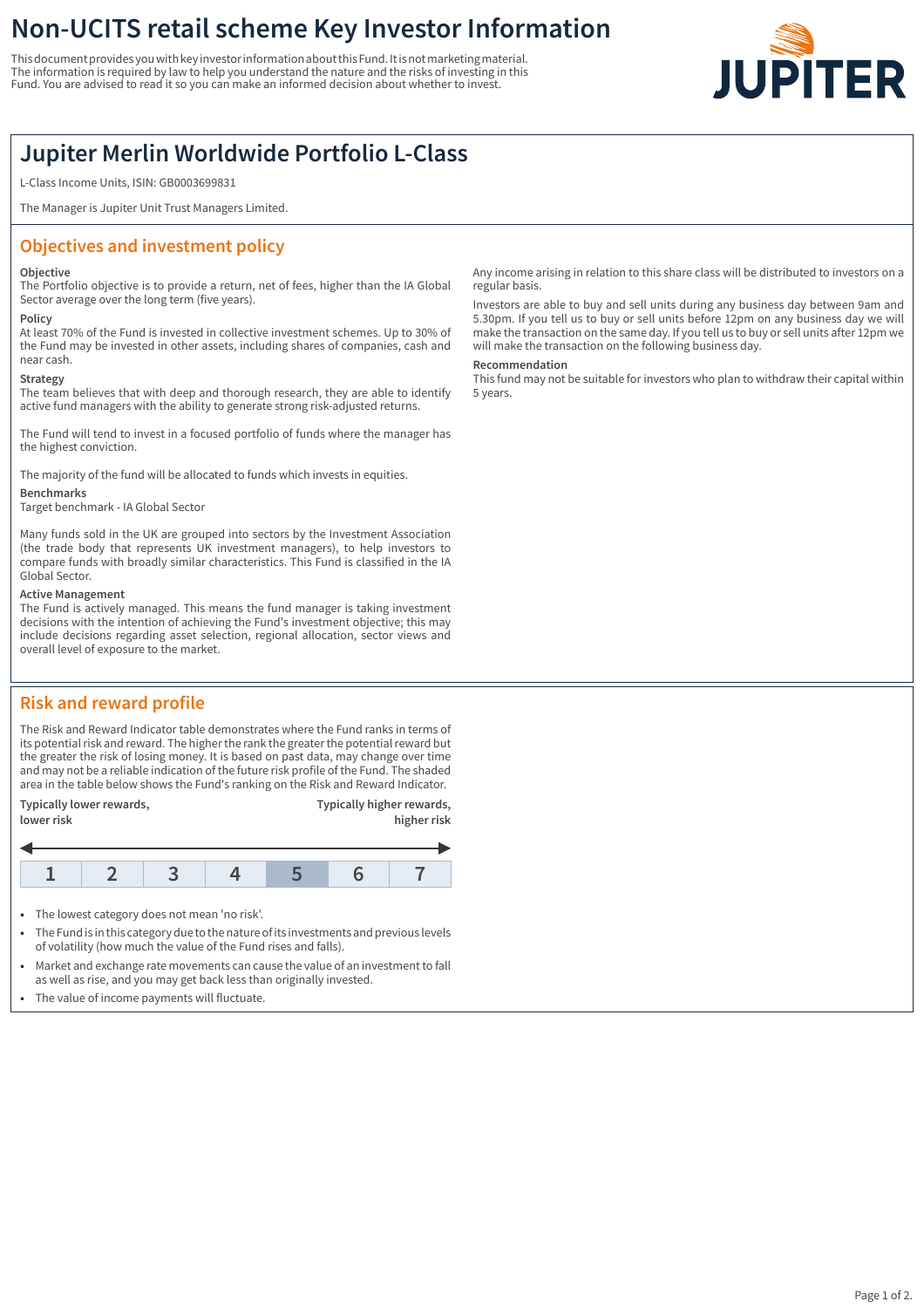# Non-UCITS retail scheme Key Investor Information

This document provides you with key investor information about this Fund. It is not marketing material. The information is required by law to help you understand the nature and the risks of investing in this Fund. You are advised to read it so you can make an informed decision about whether to invest.

JUPITER

## Jupiter Merlin Worldwide Portfolio L-Class

L-Class Income Units, ISIN: GB0003699831

The Manager is Jupiter Unit Trust Managers Limited.

## Objectives and investment policy

**Objective**
The Portfolio objective is to provide a return, net of fees, higher than the IA Global Sector average over the long term (five years).

**Policy**
At least 70% of the Fund is invested in collective investment schemes. Up to 30% of the Fund may be invested in other assets, including shares of companies, cash and near cash.

**Strategy**
The team believes that with deep and thorough research, they are able to identify active fund managers with the ability to generate strong risk-adjusted returns.

The Fund will tend to invest in a focused portfolio of funds where the manager has the highest conviction.

The majority of the fund will be allocated to funds which invests in equities.

**Benchmarks**
Target benchmark - IA Global Sector

Many funds sold in the UK are grouped into sectors by the Investment Association (the trade body that represents UK investment managers), to help investors to compare funds with broadly similar characteristics. This Fund is classified in the IA Global Sector.

**Active Management**
The Fund is actively managed. This means the fund manager is taking investment decisions with the intention of achieving the Fund's investment objective; this may include decisions regarding asset selection, regional allocation, sector views and overall level of exposure to the market.

Any income arising in relation to this share class will be distributed to investors on a regular basis.

Investors are able to buy and sell units during any business day between 9am and 5.30pm. If you tell us to buy or sell units before 12pm on any business day we will make the transaction on the same day. If you tell us to buy or sell units after 12pm we will make the transaction on the following business day.

**Recommendation**
This fund may not be suitable for investors who plan to withdraw their capital within 5 years.

## Risk and reward profile

The Risk and Reward Indicator table demonstrates where the Fund ranks in terms of its potential risk and reward. The higher the rank the greater the potential reward but the greater the risk of losing money. It is based on past data, may change over time and may not be a reliable indication of the future risk profile of the Fund. The shaded area in the table below shows the Fund's ranking on the Risk and Reward Indicator.

**Typically lower rewards, lower risk** — **Typically higher rewards, higher risk**

| 1 | 2 | 3 | 4 | **5** | 6 | 7 |
|---|---|---|---|---|---|---|

- The lowest category does not mean 'no risk'.
- The Fund is in this category due to the nature of its investments and previous levels of volatility (how much the value of the Fund rises and falls).
- Market and exchange rate movements can cause the value of an investment to fall as well as rise, and you may get back less than originally invested.
- The value of income payments will fluctuate.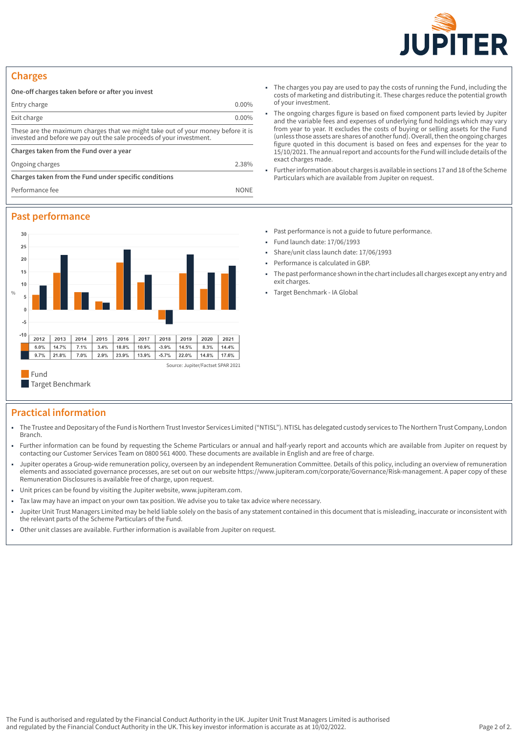## Charges

| One-off charges taken before or after you invest | |
|---|---|
| Entry charge | 0.00% |
| Exit charge | 0.00% |
| These are the maximum charges that we might take out of your money before it is invested and before we pay out the sale proceeds of your investment. | |
| **Charges taken from the Fund over a year** | |
| Ongoing charges | 2.38% |
| **Charges taken from the Fund under specific conditions** | |
| Performance fee | NONE |

- The charges you pay are used to pay the costs of running the Fund, including the costs of marketing and distributing it. These charges reduce the potential growth of your investment.
- The ongoing charges figure is based on fixed component parts levied by Jupiter and the variable fees and expenses of underlying fund holdings which may vary from year to year. It excludes the costs of buying or selling assets for the Fund (unless those assets are shares of another fund). Overall, then the ongoing charges figure quoted in this document is based on fees and expenses for the year to 15/10/2021. The annual report and accounts for the Fund will include details of the exact charges made.
- Further information about charges is available in sections 17 and 18 of the Scheme Particulars which are available from Jupiter on request.

## Past performance

30
25
20
15
10
%
5
0
-5
-10

| | 2012 | 2013 | 2014 | 2015 | 2016 | 2017 | 2018 | 2019 | 2020 | 2021 |
|---|---|---|---|---|---|---|---|---|---|---|
| Fund | 6.0% | 14.7% | 7.1% | 3.4% | 18.8% | 10.9% | -3.9% | 14.5% | 8.3% | 14.4% |
| Target Benchmark | 9.7% | 21.8% | 7.0% | 2.9% | 23.9% | 13.9% | -5.7% | 22.0% | 14.8% | 17.6% |

Source: Jupiter/Factset SPAR 2021

Fund
Target Benchmark

- Past performance is not a guide to future performance.
- Fund launch date: 17/06/1993
- Share/unit class launch date: 17/06/1993
- Performance is calculated in GBP.
- The past performance shown in the chart includes all charges except any entry and exit charges.
- Target Benchmark - IA Global

## Practical information

- The Trustee and Depositary of the Fund is Northern Trust Investor Services Limited ("NTISL"). NTISL has delegated custody services to The Northern Trust Company, London Branch.
- Further information can be found by requesting the Scheme Particulars or annual and half-yearly report and accounts which are available from Jupiter on request by contacting our Customer Services Team on 0800 561 4000. These documents are available in English and are free of charge.
- Jupiter operates a Group-wide remuneration policy, overseen by an independent Remuneration Committee. Details of this policy, including an overview of remuneration elements and associated governance processes, are set out on our website https://www.jupiteram.com/corporate/Governance/Risk-management. A paper copy of these Remuneration Disclosures is available free of charge, upon request.
- Unit prices can be found by visiting the Jupiter website, www.jupiteram.com.
- Tax law may have an impact on your own tax position. We advise you to take tax advice where necessary.
- Jupiter Unit Trust Managers Limited may be held liable solely on the basis of any statement contained in this document that is misleading, inaccurate or inconsistent with the relevant parts of the Scheme Particulars of the Fund.
- Other unit classes are available. Further information is available from Jupiter on request.

The Fund is authorised and regulated by the Financial Conduct Authority in the UK. Jupiter Unit Trust Managers Limited is authorised and regulated by the Financial Conduct Authority in the UK. This key investor information is accurate as at 10/02/2022.